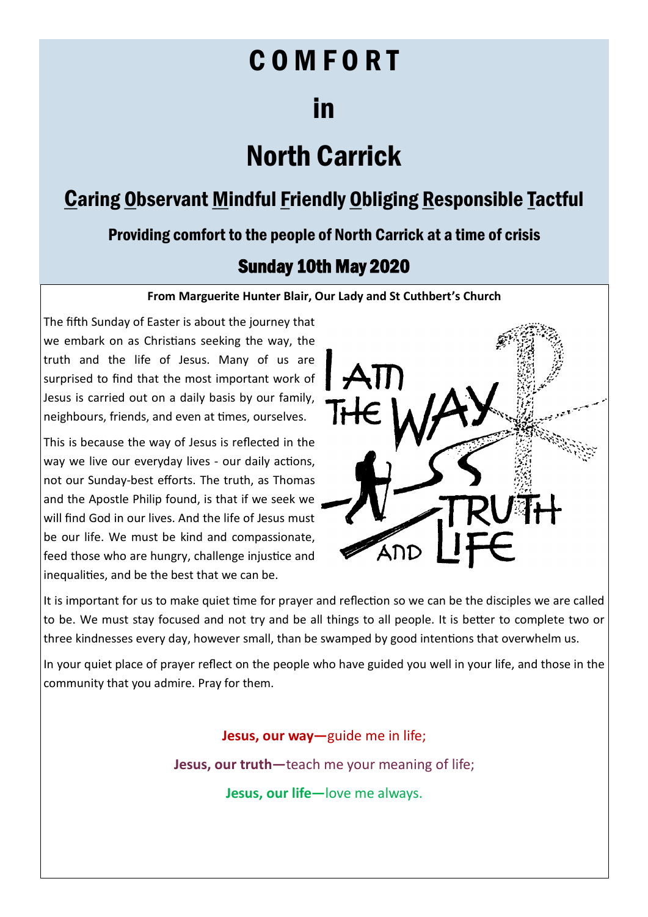# COMFORT

# in

# North Carrick

## Caring Observant Mindful Friendly Obliging Responsible Tactful

### Providing comfort to the people of North Carrick at a time of crisis

### Sunday 10th May 2020

**From Marguerite Hunter Blair, Our Lady and St Cuthbert's Church**

The fifth Sunday of Easter is about the journey that we embark on as Christians seeking the way, the truth and the life of Jesus. Many of us are surprised to find that the most important work of Jesus is carried out on a daily basis by our family, neighbours, friends, and even at times, ourselves.

This is because the way of Jesus is reflected in the way we live our everyday lives - our daily actions, not our Sunday-best efforts. The truth, as Thomas and the Apostle Philip found, is that if we seek we will find God in our lives. And the life of Jesus must be our life. We must be kind and compassionate, feed those who are hungry, challenge injustice and inequalities, and be the best that we can be.

It is important for us to make quiet time for prayer and reflection so we can be the disciples we are called to be. We must stay focused and not try and be all things to all people. It is better to complete two or three kindnesses every day, however small, than be swamped by good intentions that overwhelm us.

In your quiet place of prayer reflect on the people who have guided you well in your life, and those in the community that you admire. Pray for them.

**Jesus, our way—**guide me in life;

**Jesus, our truth—**teach me your meaning of life;

**Jesus, our life—**love me always.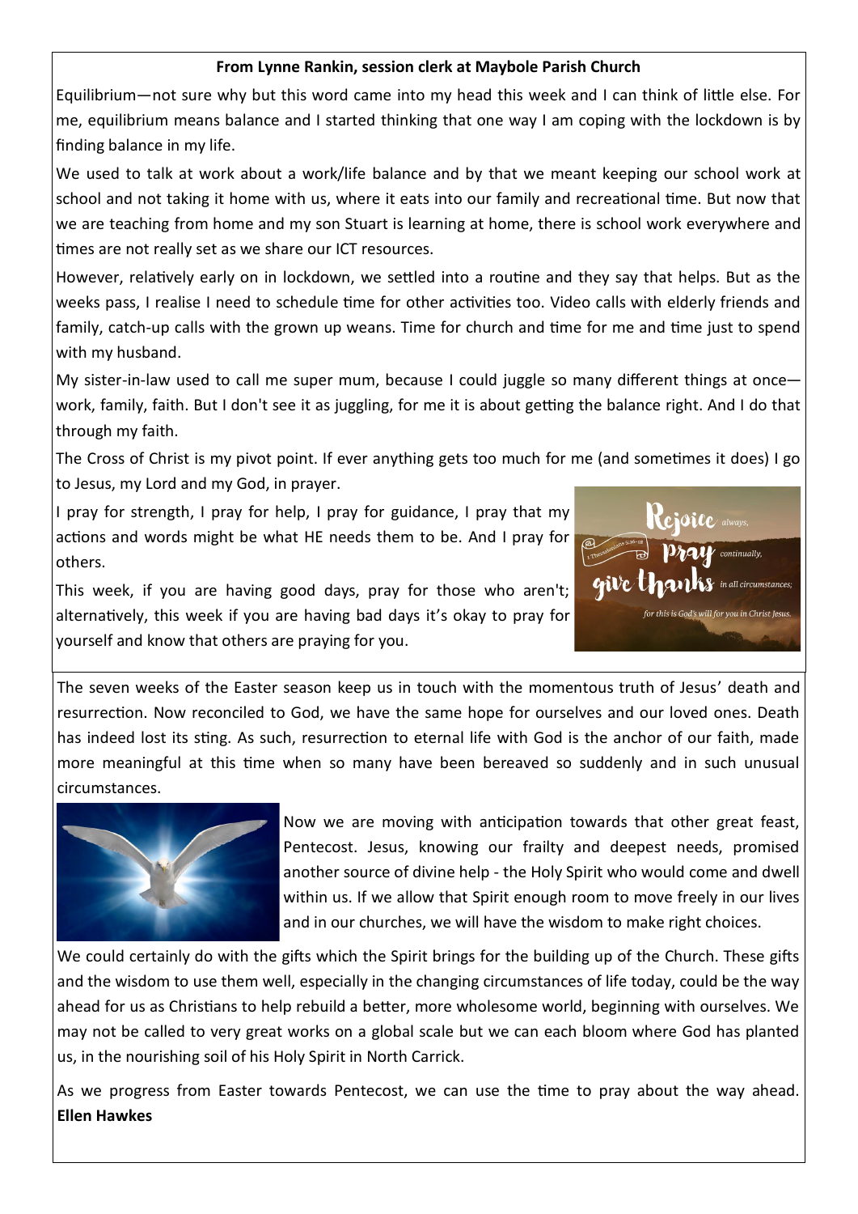**From Lynne Rankin, session clerk at Maybole Parish Church**

Equilibrium—not sure why but this word came into my head this week and I can think of little else. For me, equilibrium means balance and I started thinking that one way I am coping with the lockdown is by finding balance in my life.

We used to talk at work about a work/life balance and by that we meant keeping our school work at school and not taking it home with us, where it eats into our family and recreational time. But now that we are teaching from home and my son Stuart is learning at home, there is school work everywhere and times are not really set as we share our ICT resources.

However, relatively early on in lockdown, we settled into a routine and they say that helps. But as the weeks pass, I realise I need to schedule time for other activities too. Video calls with elderly friends and family, catch-up calls with the grown up weans. Time for church and time for me and time just to spend with my husband.

My sister-in-law used to call me super mum, because I could juggle so many different things at once—work, family, faith. But I don't see it as juggling, for me it is about getting the balance right. And I do that through my faith.

The Cross of Christ is my pivot point. If ever anything gets too much for me (and sometimes it does) I go to Jesus, my Lord and my God, in prayer.

I pray for strength, I pray for help, I pray for guidance, I pray that my actions and words might be what HE needs them to be. And I pray for others.

This week, if you are having good days, pray for those who aren't; alternatively, this week if you are having bad days it's okay to pray for yourself and know that others are praying for you.

The seven weeks of the Easter season keep us in touch with the momentous truth of Jesus' death and resurrection. Now reconciled to God, we have the same hope for ourselves and our loved ones. Death has indeed lost its sting. As such, resurrection to eternal life with God is the anchor of our faith, made more meaningful at this time when so many have been bereaved so suddenly and in such unusual circumstances.

Now we are moving with anticipation towards that other great feast, Pentecost. Jesus, knowing our frailty and deepest needs, promised another source of divine help - the Holy Spirit who would come and dwell within us. If we allow that Spirit enough room to move freely in our lives and in our churches, we will have the wisdom to make right choices.

We could certainly do with the gifts which the Spirit brings for the building up of the Church. These gifts and the wisdom to use them well, especially in the changing circumstances of life today, could be the way ahead for us as Christians to help rebuild a better, more wholesome world, beginning with ourselves. We may not be called to very great works on a global scale but we can each bloom where God has planted us, in the nourishing soil of his Holy Spirit in North Carrick.

As we progress from Easter towards Pentecost, we can use the time to pray about the way ahead. **Ellen Hawkes**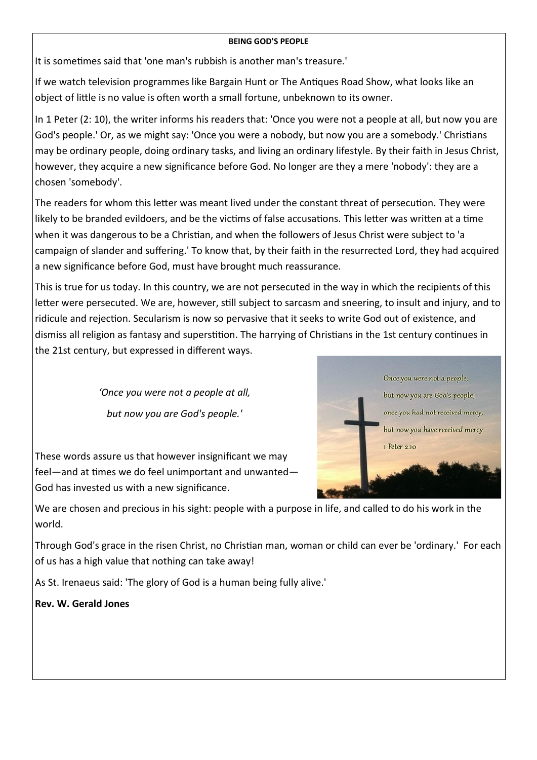**BEING GOD'S PEOPLE**

It is sometimes said that 'one man's rubbish is another man's treasure.'

If we watch television programmes like Bargain Hunt or The Antiques Road Show, what looks like an object of little is no value is often worth a small fortune, unbeknown to its owner.

In 1 Peter (2: 10), the writer informs his readers that: 'Once you were not a people at all, but now you are God's people.' Or, as we might say: 'Once you were a nobody, but now you are a somebody.' Christians may be ordinary people, doing ordinary tasks, and living an ordinary lifestyle. By their faith in Jesus Christ, however, they acquire a new significance before God. No longer are they a mere 'nobody': they are a chosen 'somebody'.

The readers for whom this letter was meant lived under the constant threat of persecution. They were likely to be branded evildoers, and be the victims of false accusations. This letter was written at a time when it was dangerous to be a Christian, and when the followers of Jesus Christ were subject to 'a campaign of slander and suffering.' To know that, by their faith in the resurrected Lord, they had acquired a new significance before God, must have brought much reassurance.

This is true for us today. In this country, we are not persecuted in the way in which the recipients of this letter were persecuted. We are, however, still subject to sarcasm and sneering, to insult and injury, and to ridicule and rejection. Secularism is now so pervasive that it seeks to write God out of existence, and dismiss all religion as fantasy and superstition. The harrying of Christians in the 1st century continues in the 21st century, but expressed in different ways.

*'Once you were not a people at all,*

*but now you are God's people.'*

Once you were not a people, but now you are God's people; once you had not received mercy, but now you have received mercy. 1 Peter 2:10

These words assure us that however insignificant we may feel—and at times we do feel unimportant and unwanted—God has invested us with a new significance.

We are chosen and precious in his sight: people with a purpose in life, and called to do his work in the world.

Through God's grace in the risen Christ, no Christian man, woman or child can ever be 'ordinary.' For each of us has a high value that nothing can take away!

As St. Irenaeus said: 'The glory of God is a human being fully alive.'

**Rev. W. Gerald Jones**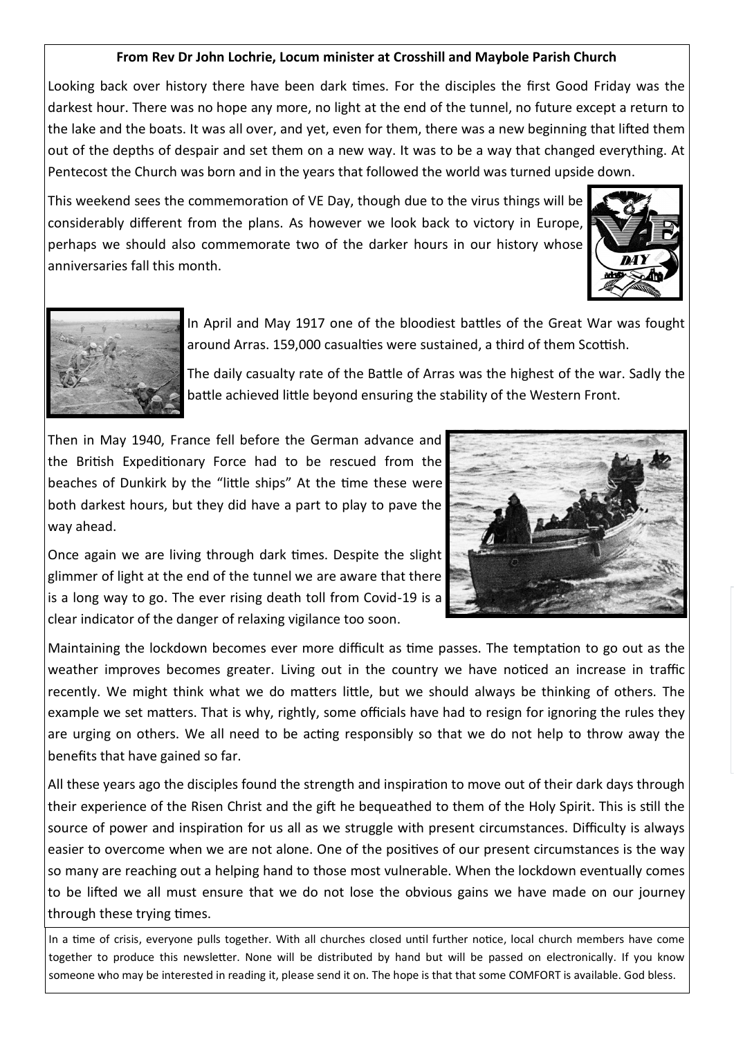**From Rev Dr John Lochrie, Locum minister at Crosshill and Maybole Parish Church**

Looking back over history there have been dark times. For the disciples the first Good Friday was the darkest hour. There was no hope any more, no light at the end of the tunnel, no future except a return to the lake and the boats. It was all over, and yet, even for them, there was a new beginning that lifted them out of the depths of despair and set them on a new way. It was to be a way that changed everything. At Pentecost the Church was born and in the years that followed the world was turned upside down.

This weekend sees the commemoration of VE Day, though due to the virus things will be considerably different from the plans. As however we look back to victory in Europe, perhaps we should also commemorate two of the darker hours in our history whose anniversaries fall this month.

In April and May 1917 one of the bloodiest battles of the Great War was fought around Arras. 159,000 casualties were sustained, a third of them Scottish.

The daily casualty rate of the Battle of Arras was the highest of the war. Sadly the battle achieved little beyond ensuring the stability of the Western Front.

Then in May 1940, France fell before the German advance and the British Expeditionary Force had to be rescued from the beaches of Dunkirk by the "little ships" At the time these were both darkest hours, but they did have a part to play to pave the way ahead.

Once again we are living through dark times. Despite the slight glimmer of light at the end of the tunnel we are aware that there is a long way to go. The ever rising death toll from Covid-19 is a clear indicator of the danger of relaxing vigilance too soon.

Maintaining the lockdown becomes ever more difficult as time passes. The temptation to go out as the weather improves becomes greater. Living out in the country we have noticed an increase in traffic recently. We might think what we do matters little, but we should always be thinking of others. The example we set matters. That is why, rightly, some officials have had to resign for ignoring the rules they are urging on others. We all need to be acting responsibly so that we do not help to throw away the benefits that have gained so far.

All these years ago the disciples found the strength and inspiration to move out of their dark days through their experience of the Risen Christ and the gift he bequeathed to them of the Holy Spirit. This is still the source of power and inspiration for us all as we struggle with present circumstances. Difficulty is always easier to overcome when we are not alone. One of the positives of our present circumstances is the way so many are reaching out a helping hand to those most vulnerable. When the lockdown eventually comes to be lifted we all must ensure that we do not lose the obvious gains we have made on our journey through these trying times.

In a time of crisis, everyone pulls together. With all churches closed until further notice, local church members have come together to produce this newsletter. None will be distributed by hand but will be passed on electronically. If you know someone who may be interested in reading it, please send it on. The hope is that that some COMFORT is available. God bless.